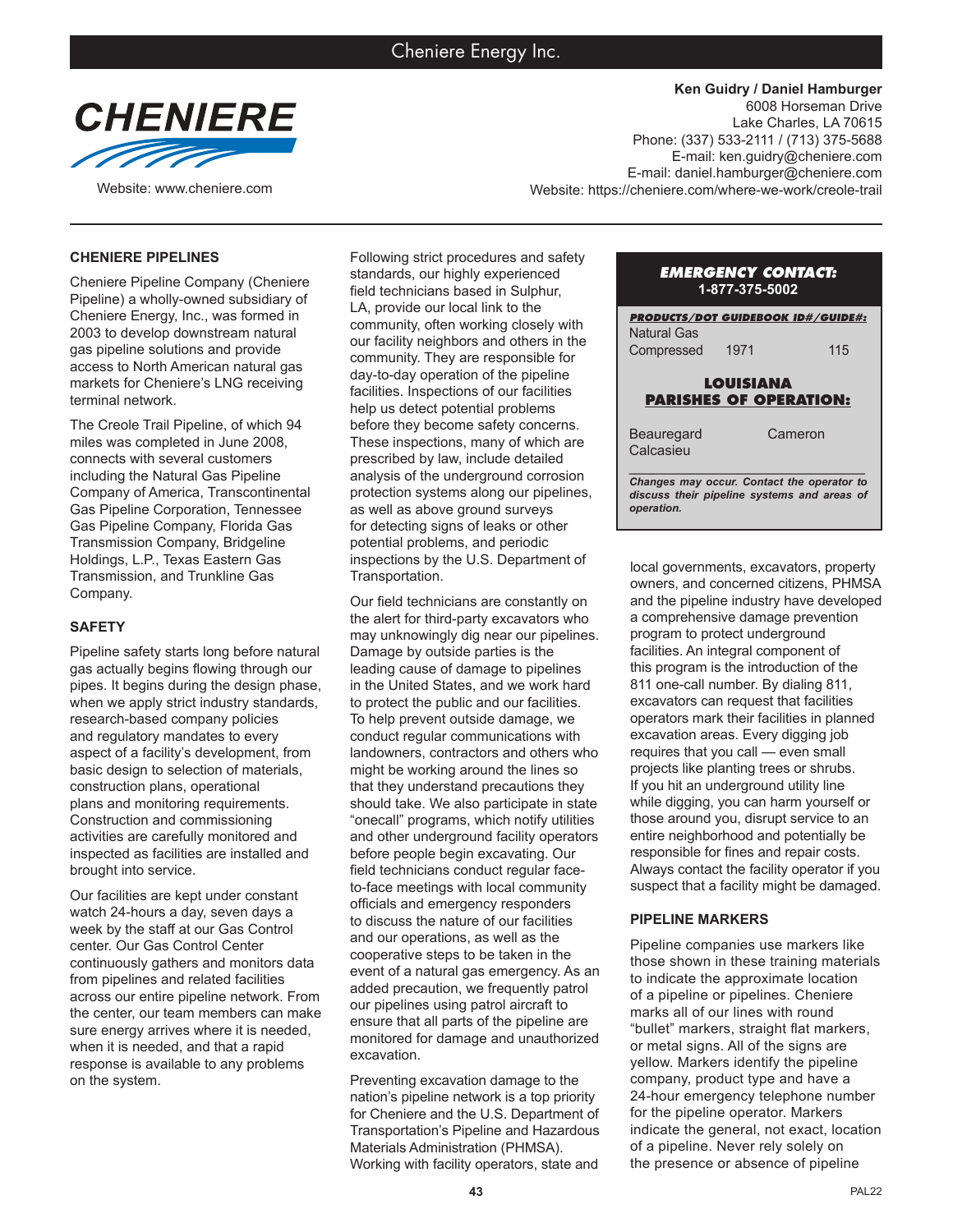# Cheniere Energy Inc.

CHENIERE

Website: www.cheniere.com

**Ken Guidry / Daniel Hamburger**
6008 Horseman Drive
Lake Charles, LA 70615
Phone: (337) 533-2111 / (713) 375-5688
E-mail: ken.guidry@cheniere.com
E-mail: daniel.hamburger@cheniere.com
Website: https://cheniere.com/where-we-work/creole-trail

**EMERGENCY CONTACT:**
**1-877-375-5002**

***PRODUCTS/DOT GUIDEBOOK ID#/GUIDE#:***

| Product | ID# | Guide# |
|---|---|---|
| Natural Gas Compressed | 1971 | 115 |

**LOUISIANA PARISHES OF OPERATION:**

Beauregard
Calcasieu
Cameron

***Changes may occur. Contact the operator to discuss their pipeline systems and areas of operation.***

## CHENIERE PIPELINES

Cheniere Pipeline Company (Cheniere Pipeline) a wholly-owned subsidiary of Cheniere Energy, Inc., was formed in 2003 to develop downstream natural gas pipeline solutions and provide access to North American natural gas markets for Cheniere's LNG receiving terminal network.

The Creole Trail Pipeline, of which 94 miles was completed in June 2008, connects with several customers including the Natural Gas Pipeline Company of America, Transcontinental Gas Pipeline Corporation, Tennessee Gas Pipeline Company, Florida Gas Transmission Company, Bridgeline Holdings, L.P., Texas Eastern Gas Transmission, and Trunkline Gas Company.

## SAFETY

Pipeline safety starts long before natural gas actually begins flowing through our pipes. It begins during the design phase, when we apply strict industry standards, research-based company policies and regulatory mandates to every aspect of a facility's development, from basic design to selection of materials, construction plans, operational plans and monitoring requirements. Construction and commissioning activities are carefully monitored and inspected as facilities are installed and brought into service.

Our facilities are kept under constant watch 24-hours a day, seven days a week by the staff at our Gas Control center. Our Gas Control Center continuously gathers and monitors data from pipelines and related facilities across our entire pipeline network. From the center, our team members can make sure energy arrives where it is needed, when it is needed, and that a rapid response is available to any problems on the system.

Following strict procedures and safety standards, our highly experienced field technicians based in Sulphur, LA, provide our local link to the community, often working closely with our facility neighbors and others in the community. They are responsible for day-to-day operation of the pipeline facilities. Inspections of our facilities help us detect potential problems before they become safety concerns. These inspections, many of which are prescribed by law, include detailed analysis of the underground corrosion protection systems along our pipelines, as well as above ground surveys for detecting signs of leaks or other potential problems, and periodic inspections by the U.S. Department of Transportation.

Our field technicians are constantly on the alert for third-party excavators who may unknowingly dig near our pipelines. Damage by outside parties is the leading cause of damage to pipelines in the United States, and we work hard to protect the public and our facilities. To help prevent outside damage, we conduct regular communications with landowners, contractors and others who might be working around the lines so that they understand precautions they should take. We also participate in state "onecall" programs, which notify utilities and other underground facility operators before people begin excavating. Our field technicians conduct regular face-to-face meetings with local community officials and emergency responders to discuss the nature of our facilities and our operations, as well as the cooperative steps to be taken in the event of a natural gas emergency. As an added precaution, we frequently patrol our pipelines using patrol aircraft to ensure that all parts of the pipeline are monitored for damage and unauthorized excavation.

Preventing excavation damage to the nation's pipeline network is a top priority for Cheniere and the U.S. Department of Transportation's Pipeline and Hazardous Materials Administration (PHMSA). Working with facility operators, state and local governments, excavators, property owners, and concerned citizens, PHMSA and the pipeline industry have developed a comprehensive damage prevention program to protect underground facilities. An integral component of this program is the introduction of the 811 one-call number. By dialing 811, excavators can request that facilities operators mark their facilities in planned excavation areas. Every digging job requires that you call — even small projects like planting trees or shrubs. If you hit an underground utility line while digging, you can harm yourself or those around you, disrupt service to an entire neighborhood and potentially be responsible for fines and repair costs. Always contact the facility operator if you suspect that a facility might be damaged.

## PIPELINE MARKERS

Pipeline companies use markers like those shown in these training materials to indicate the approximate location of a pipeline or pipelines. Cheniere marks all of our lines with round "bullet" markers, straight flat markers, or metal signs. All of the signs are yellow. Markers identify the pipeline company, product type and have a 24-hour emergency telephone number for the pipeline operator. Markers indicate the general, not exact, location of a pipeline. Never rely solely on the presence or absence of pipeline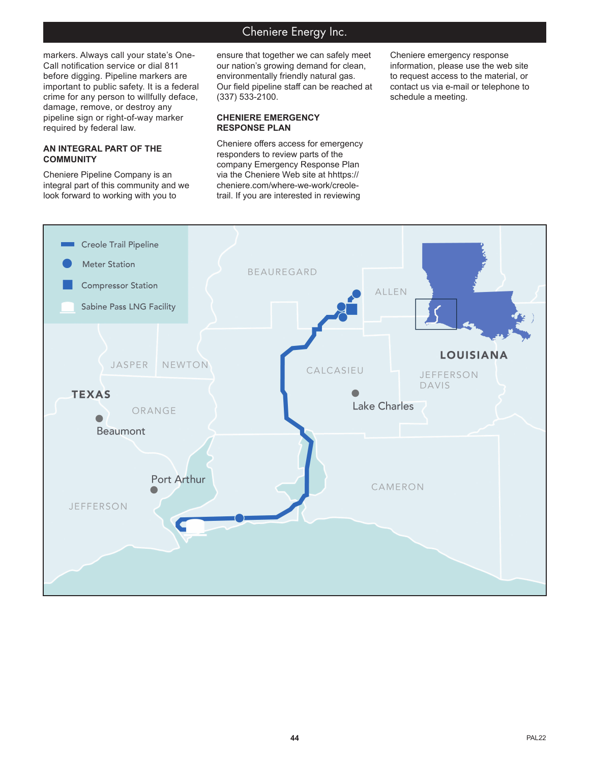markers. Always call your state's One-Call notification service or dial 811 before digging. Pipeline markers are important to public safety. It is a federal crime for any person to willfully deface, damage, remove, or destroy any pipeline sign or right-of-way marker required by federal law.

## AN INTEGRAL PART OF THE COMMUNITY

Cheniere Pipeline Company is an integral part of this community and we look forward to working with you to ensure that together we can safely meet our nation's growing demand for clean, environmentally friendly natural gas. Our field pipeline staff can be reached at (337) 533-2100.

## CHENIERE EMERGENCY RESPONSE PLAN

Cheniere offers access for emergency responders to review parts of the company Emergency Response Plan via the Cheniere Web site at hhttps://cheniere.com/where-we-work/creole-trail. If you are interested in reviewing Cheniere emergency response information, please use the web site to request access to the material, or contact us via e-mail or telephone to schedule a meeting.

Creole Trail Pipeline
Meter Station
Compressor Station
Sabine Pass LNG Facility

BEAUREGARD
ALLEN
LOUISIANA
JASPER
NEWTON
CALCASIEU
JEFFERSON DAVIS
TEXAS
ORANGE
Lake Charles
Beaumont
Port Arthur
CAMERON
JEFFERSON